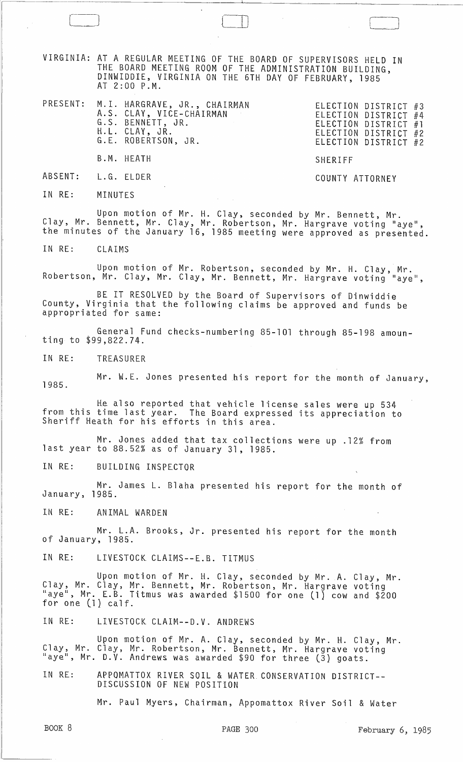VIRGINIA: AT A REGULAR MEETING OF THE BOARD OF SUPERVISORS HELD IN THE BOARD MEETING ROOM OF THE ADMINISTRATION BUILDING, DINWIDDIE, VIRGINIA ON THE 6TH DAY OF FEBRUARY, 1985 AT 2:00 P.M.

| | | |
|---|---|---|
| PRESENT: | M.I. HARGRAVE, JR., CHAIRMAN | ELECTION DISTRICT #3 |
| | A.S. CLAY, VICE-CHAIRMAN | ELECTION DISTRICT #4 |
| | G.S. BENNETT, JR. | ELECTION DISTRICT #1 |
| | H.L. CLAY, JR. | ELECTION DISTRICT #2 |
| | G.E. ROBERTSON, JR. | ELECTION DISTRICT #2 |
| | B.M. HEATH | SHERIFF |
| ABSENT: | L.G. ELDER | COUNTY ATTORNEY |

IN RE: MINUTES

Upon motion of Mr. H. Clay, seconded by Mr. Bennett, Mr. Clay, Mr. Bennett, Mr. Clay, Mr. Robertson, Mr. Hargrave voting "aye", the minutes of the January 16, 1985 meeting were approved as presented.

IN RE: CLAIMS

Upon motion of Mr. Robertson, seconded by Mr. H. Clay, Mr. Robertson, Mr. Clay, Mr. Clay, Mr. Bennett, Mr. Hargrave voting "aye",

BE IT RESOLVED by the Board of Supervisors of Dinwiddie County, Virginia that the following claims be approved and funds be appropriated for same:

General Fund checks-numbering 85-101 through 85-198 amounting to $99,822.74.

IN RE: TREASURER

Mr. W.E. Jones presented his report for the month of January, 1985.

He also reported that vehicle license sales were up 534 from this time last year. The Board expressed its appreciation to Sheriff Heath for his efforts in this area.

Mr. Jones added that tax collections were up .12% from last year to 88.52% as of January 31, 1985.

IN RE: BUILDING INSPECTOR

Mr. James L. Blaha presented his report for the month of January, 1985.

IN RE: ANIMAL WARDEN

Mr. L.A. Brooks, Jr. presented his report for the month of January, 1985.

IN RE: LIVESTOCK CLAIMS--E.B. TITMUS

Upon motion of Mr. H. Clay, seconded by Mr. A. Clay, Mr. Clay, Mr. Clay, Mr. Bennett, Mr. Robertson, Mr. Hargrave voting "aye", Mr. E.B. Titmus was awarded $1500 for one (1) cow and $200 for one (1) calf.

IN RE: LIVESTOCK CLAIM--D.V. ANDREWS

Upon motion of Mr. A. Clay, seconded by Mr. H. Clay, Mr. Clay, Mr. Clay, Mr. Robertson, Mr. Bennett, Mr. Hargrave voting "aye", Mr. D.V. Andrews was awarded $90 for three (3) goats.

IN RE: APPOMATTOX RIVER SOIL & WATER CONSERVATION DISTRICT--DISCUSSION OF NEW POSITION

Mr. Paul Myers, Chairman, Appomattox River Soil & Water

BOOK 8 PAGE 300 February 6, 1985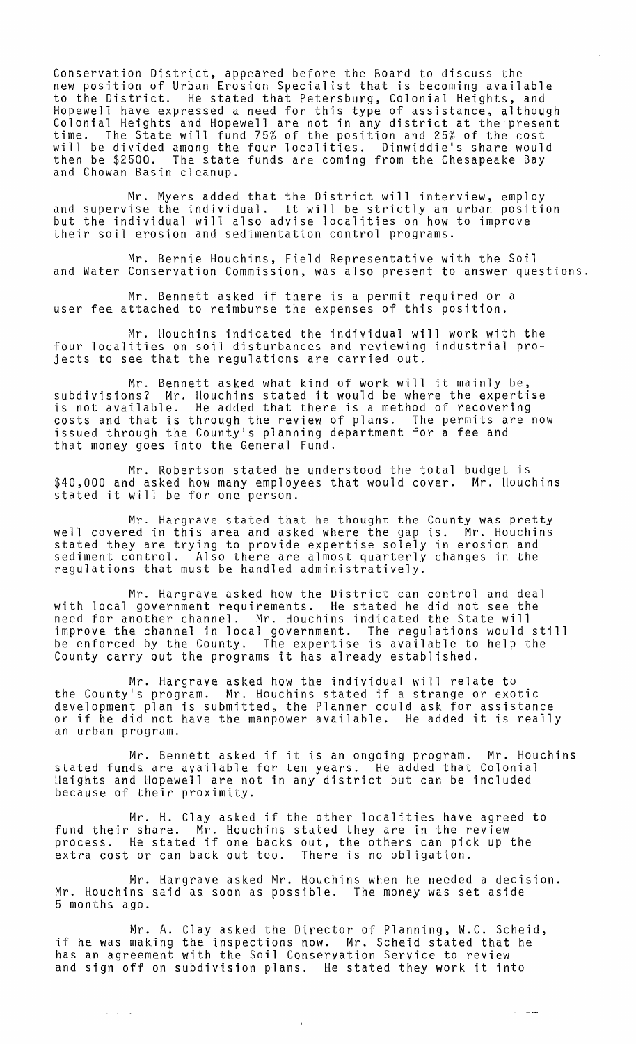Conservation District, appeared before the Board to discuss the new position of Urban Erosion Specialist that is becoming available to the District. He stated that Petersburg, Colonial Heights, and Hopewell have expressed a need for this type of assistance, although Colonial Heights and Hopewell are not in any district at the present time. The State will fund 75% of the position and 25% of the cost will be divided among the four localities. Dinwiddie's share would then be $2500. The state funds are coming from the Chesapeake Bay and Chowan Basin cleanup.

Mr. Myers added that the District will interview, employ and supervise the individual. It will be strictly an urban position but the individual will also advise localities on how to improve their soil erosion and sedimentation control programs.

Mr. Bernie Houchins, Field Representative with the Soil and Water Conservation Commission, was also present to answer questions.

Mr. Bennett asked if there is a permit required or a user fee attached to reimburse the expenses of this position.

Mr. Houchins indicated the individual will work with the four localities on soil disturbances and reviewing industrial projects to see that the regulations are carried out.

Mr. Bennett asked what kind of work will it mainly be, subdivisions? Mr. Houchins stated it would be where the expertise is not available. He added that there is a method of recovering costs and that is through the review of plans. The permits are now issued through the County's planning department for a fee and that money goes into the General Fund.

Mr. Robertson stated he understood the total budget is $40,000 and asked how many employees that would cover. Mr. Houchins stated it will be for one person.

Mr. Hargrave stated that he thought the County was pretty well covered in this area and asked where the gap is. Mr. Houchins stated they are trying to provide expertise solely in erosion and sediment control. Also there are almost quarterly changes in the regulations that must be handled administratively.

Mr. Hargrave asked how the District can control and deal with local government requirements. He stated he did not see the need for another channel. Mr. Houchins indicated the State will improve the channel in local government. The regulations would still be enforced by the County. The expertise is available to help the County carry out the programs it has already established.

Mr. Hargrave asked how the individual will relate to the County's program. Mr. Houchins stated if a strange or exotic development plan is submitted, the Planner could ask for assistance or if he did not have the manpower available. He added it is really an urban program.

Mr. Bennett asked if it is an ongoing program. Mr. Houchins stated funds are available for ten years. He added that Colonial Heights and Hopewell are not in any district but can be included because of their proximity.

Mr. H. Clay asked if the other localities have agreed to fund their share. Mr. Houchins stated they are in the review process. He stated if one backs out, the others can pick up the extra cost or can back out too. There is no obligation.

Mr. Hargrave asked Mr. Houchins when he needed a decision. Mr. Houchins said as soon as possible. The money was set aside 5 months ago.

Mr. A. Clay asked the Director of Planning, W.C. Scheid, if he was making the inspections now. Mr. Scheid stated that he has an agreement with the Soil Conservation Service to review and sign off on subdivision plans. He stated they work it into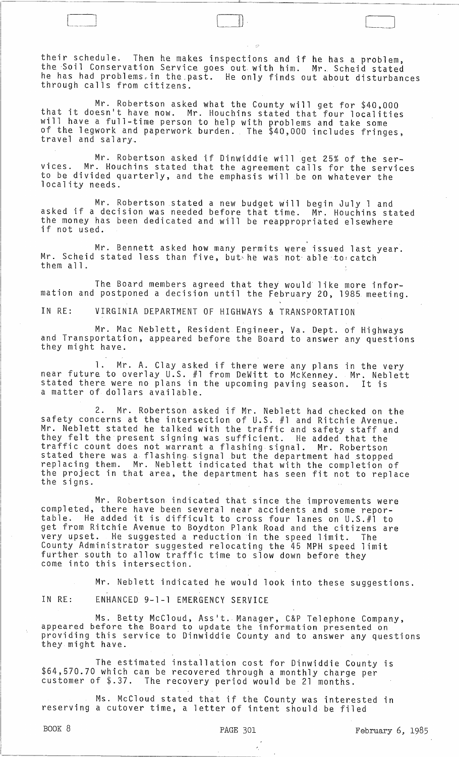their schedule. Then he makes inspections and if he has a problem, the Soil Conservation Service goes out with him. Mr. Scheid stated he has had problems in the past. He only finds out about disturbances through calls from citizens.

Mr. Robertson asked what the County will get for $40,000 that it doesn't have now. Mr. Houchins stated that four localities will have a full-time person to help with problems and take some of the legwork and paperwork burden. The $40,000 includes fringes, travel and salary.

Mr. Robertson asked if Dinwiddie will get 25% of the services. Mr. Houchins stated that the agreement calls for the services to be divided quarterly, and the emphasis will be on whatever the locality needs.

Mr. Robertson stated a new budget will begin July 1 and asked if a decision was needed before that time. Mr. Houchins stated the money has been dedicated and will be reappropriated elsewhere if not used.

Mr. Bennett asked how many permits were issued last year. Mr. Scheid stated less than five, but he was not able to catch them all.

The Board members agreed that they would like more information and postponed a decision until the February 20, 1985 meeting.

IN RE: VIRGINIA DEPARTMENT OF HIGHWAYS & TRANSPORTATION

Mr. Mac Neblett, Resident Engineer, Va. Dept. of Highways and Transportation, appeared before the Board to answer any questions they might have.

1. Mr. A. Clay asked if there were any plans in the very near future to overlay U.S. #1 from DeWitt to McKenney. Mr. Neblett stated there were no plans in the upcoming paving season. It is a matter of dollars available.

2. Mr. Robertson asked if Mr. Neblett had checked on the safety concerns at the intersection of U.S. #1 and Ritchie Avenue. Mr. Neblett stated he talked with the traffic and safety staff and they felt the present signing was sufficient. He added that the traffic count does not warrant a flashing signal. Mr. Robertson stated there was a flashing signal but the department had stopped replacing them. Mr. Neblett indicated that with the completion of the project in that area, the department has seen fit not to replace the signs.

Mr. Robertson indicated that since the improvements were completed, there have been several near accidents and some reportable. He added it is difficult to cross four lanes on U.S.#1 to get from Ritchie Avenue to Boydton Plank Road and the citizens are very upset. He suggested a reduction in the speed limit. The County Administrator suggested relocating the 45 MPH speed limit further south to allow traffic time to slow down before they come into this intersection.

Mr. Neblett indicated he would look into these suggestions.

IN RE: ENHANCED 9-1-1 EMERGENCY SERVICE

Ms. Betty McCloud, Ass't. Manager, C&P Telephone Company, appeared before the Board to update the information presented on providing this service to Dinwiddie County and to answer any questions they might have.

The estimated installation cost for Dinwiddie County is $64,570.70 which can be recovered through a monthly charge per customer of $.37. The recovery period would be 21 months.

Ms. McCloud stated that if the County was interested in reserving a cutover time, a letter of intent should be filed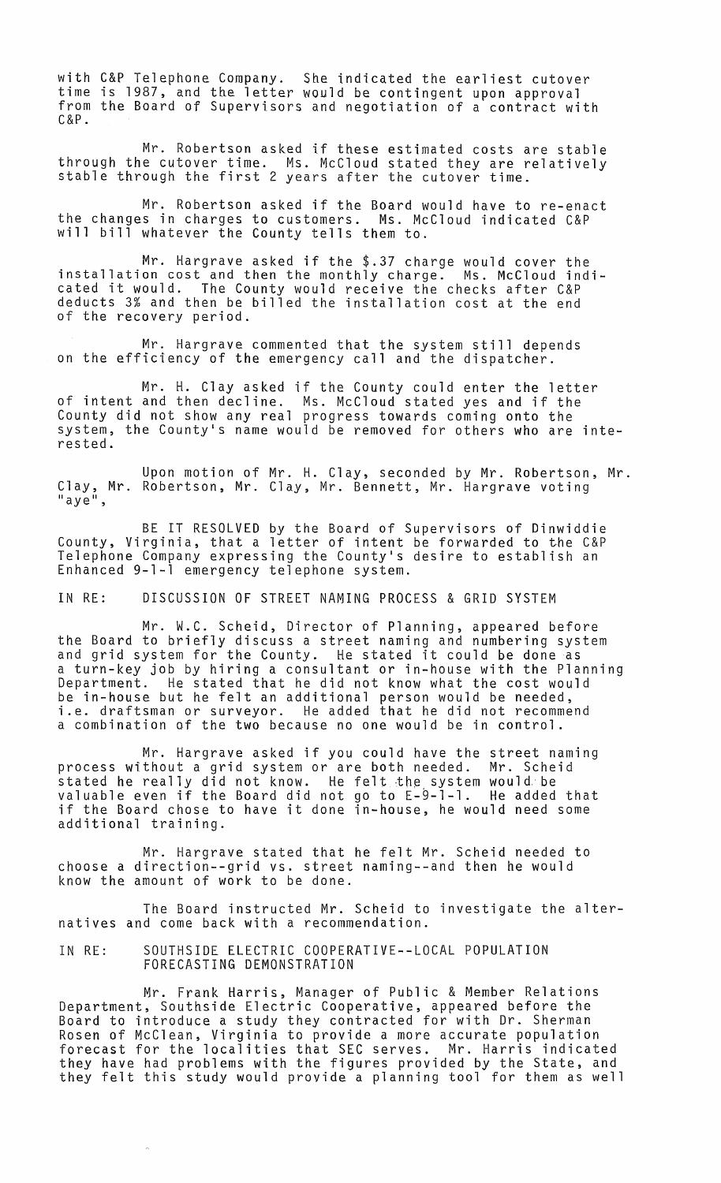with C&P Telephone Company. She indicated the earliest cutover time is 1987, and the letter would be contingent upon approval from the Board of Supervisors and negotiation of a contract with C&P.

Mr. Robertson asked if these estimated costs are stable through the cutover time. Ms. McCloud stated they are relatively stable through the first 2 years after the cutover time.

Mr. Robertson asked if the Board would have to re-enact the changes in charges to customers. Ms. McCloud indicated C&P will bill whatever the County tells them to.

Mr. Hargrave asked if the $.37 charge would cover the installation cost and then the monthly charge. Ms. McCloud indicated it would. The County would receive the checks after C&P deducts 3% and then be billed the installation cost at the end of the recovery period.

Mr. Hargrave commented that the system still depends on the efficiency of the emergency call and the dispatcher.

Mr. H. Clay asked if the County could enter the letter of intent and then decline. Ms. McCloud stated yes and if the County did not show any real progress towards coming onto the system, the County's name would be removed for others who are interested.

Upon motion of Mr. H. Clay, seconded by Mr. Robertson, Mr. Clay, Mr. Robertson, Mr. Clay, Mr. Bennett, Mr. Hargrave voting "aye",

BE IT RESOLVED by the Board of Supervisors of Dinwiddie County, Virginia, that a letter of intent be forwarded to the C&P Telephone Company expressing the County's desire to establish an Enhanced 9-1-1 emergency telephone system.

IN RE: DISCUSSION OF STREET NAMING PROCESS & GRID SYSTEM

Mr. W.C. Scheid, Director of Planning, appeared before the Board to briefly discuss a street naming and numbering system and grid system for the County. He stated it could be done as a turn-key job by hiring a consultant or in-house with the Planning Department. He stated that he did not know what the cost would be in-house but he felt an additional person would be needed, i.e. draftsman or surveyor. He added that he did not recommend a combination of the two because no one would be in control.

Mr. Hargrave asked if you could have the street naming process without a grid system or are both needed. Mr. Scheid stated he really did not know. He felt the system would be valuable even if the Board did not go to E-9-1-1. He added that if the Board chose to have it done in-house, he would need some additional training.

Mr. Hargrave stated that he felt Mr. Scheid needed to choose a direction--grid vs. street naming--and then he would know the amount of work to be done.

The Board instructed Mr. Scheid to investigate the alternatives and come back with a recommendation.

IN RE: SOUTHSIDE ELECTRIC COOPERATIVE--LOCAL POPULATION FORECASTING DEMONSTRATION

Mr. Frank Harris, Manager of Public & Member Relations Department, Southside Electric Cooperative, appeared before the Board to introduce a study they contracted for with Dr. Sherman Rosen of McClean, Virginia to provide a more accurate population forecast for the localities that SEC serves. Mr. Harris indicated they have had problems with the figures provided by the State, and they felt this study would provide a planning tool for them as well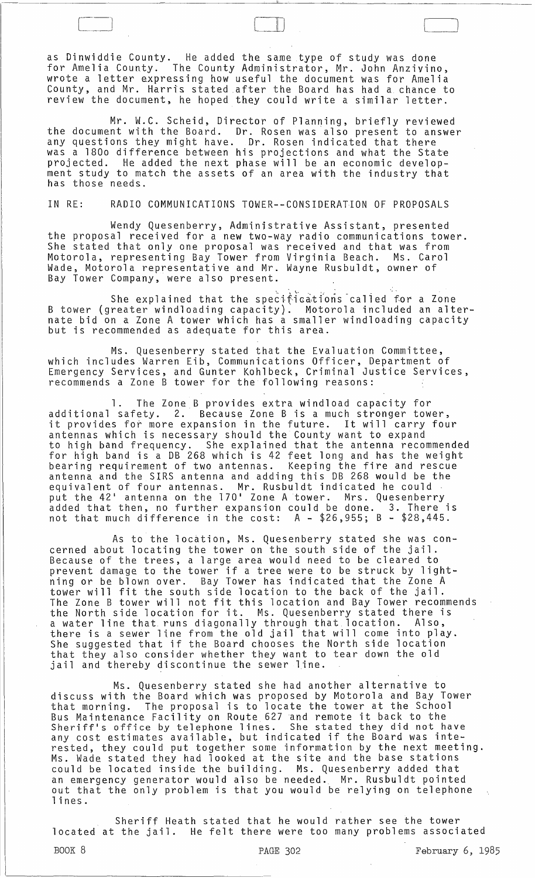as Dinwiddie County. He added the same type of study was done for Amelia County. The County Administrator, Mr. John Anzivino, wrote a letter expressing how useful the document was for Amelia County, and Mr. Harris stated after the Board has had a chance to review the document, he hoped they could write a similar letter.

Mr. W.C. Scheid, Director of Planning, briefly reviewed the document with the Board. Dr. Rosen was also present to answer any questions they might have. Dr. Rosen indicated that there was a 180o difference between his projections and what the State projected. He added the next phase will be an economic development study to match the assets of an area with the industry that has those needs.

IN RE: RADIO COMMUNICATIONS TOWER--CONSIDERATION OF PROPOSALS

Wendy Quesenberry, Administrative Assistant, presented the proposal received for a new two-way radio communications tower. She stated that only one proposal was received and that was from Motorola, representing Bay Tower from Virginia Beach. Ms. Carol Wade, Motorola representative and Mr. Wayne Rusbuldt, owner of Bay Tower Company, were also present.

She explained that the specifications called for a Zone B tower (greater windloading capacity). Motorola included an alternate bid on a Zone A tower which has a smaller windloading capacity but is recommended as adequate for this area.

Ms. Quesenberry stated that the Evaluation Committee, which includes Warren Eib, Communications Officer, Department of Emergency Services, and Gunter Kohlbeck, Criminal Justice Services, recommends a Zone B tower for the following reasons:

1. The Zone B provides extra windload capacity for additional safety. 2. Because Zone B is a much stronger tower, it provides for more expansion in the future. It will carry four antennas which is necessary should the County want to expand to high band frequency. She explained that the antenna recommended for high band is a DB 268 which is 42 feet long and has the weight bearing requirement of two antennas. Keeping the fire and rescue antenna and the SIRS antenna and adding this DB 268 would be the equivalent of four antennas. Mr. Rusbuldt indicated he could put the 42' antenna on the 170' Zone A tower. Mrs. Quesenberry added that then, no further expansion could be done. 3. There is not that much difference in the cost: A - $26,955; B - $28,445.

As to the location, Ms. Quesenberry stated she was concerned about locating the tower on the south side of the jail. Because of the trees, a large area would need to be cleared to prevent damage to the tower if a tree were to be struck by lightning or be blown over. Bay Tower has indicated that the Zone A tower will fit the south side location to the back of the jail. The Zone B tower will not fit this location and Bay Tower recommends the North side location for it. Ms. Quesenberry stated there is a water line that runs diagonally through that location. Also, there is a sewer line from the old jail that will come into play. She suggested that if the Board chooses the North side location that they also consider whether they want to tear down the old jail and thereby discontinue the sewer line.

Ms. Quesenberry stated she had another alternative to discuss with the Board which was proposed by Motorola and Bay Tower that morning. The proposal is to locate the tower at the School Bus Maintenance Facility on Route 627 and remote it back to the Sheriff's office by telephone lines. She stated they did not have any cost estimates available, but indicated if the Board was interested, they could put together some information by the next meeting. Ms. Wade stated they had looked at the site and the base stations could be located inside the building. Ms. Quesenberry added that an emergency generator would also be needed. Mr. Rusbuldt pointed out that the only problem is that you would be relying on telephone lines.

Sheriff Heath stated that he would rather see the tower located at the jail. He felt there were too many problems associated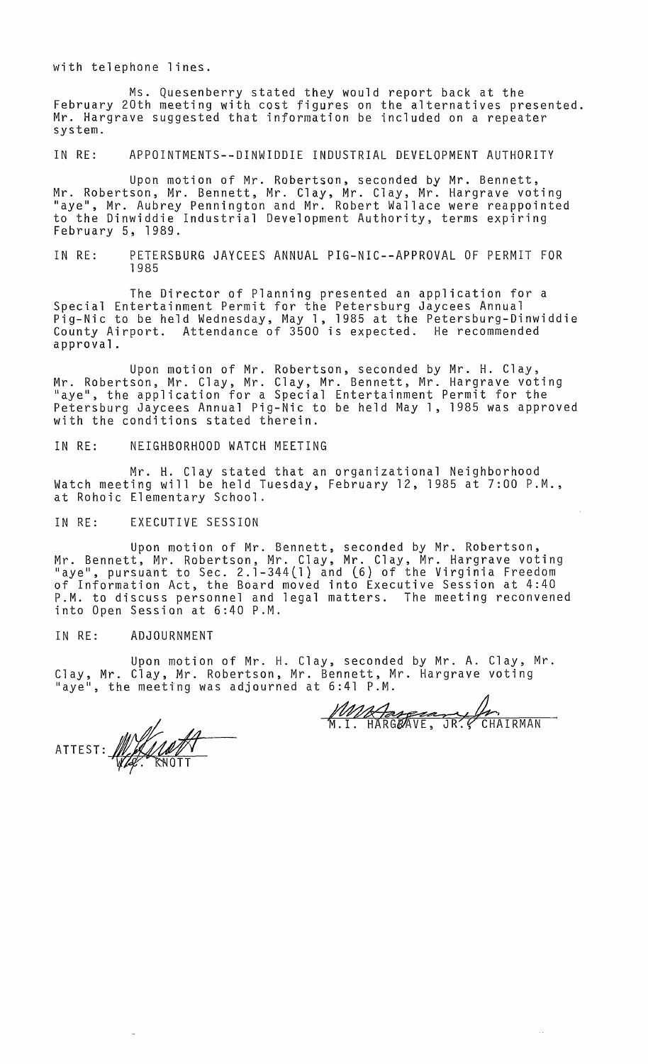with telephone lines.

Ms. Quesenberry stated they would report back at the February 20th meeting with cost figures on the alternatives presented. Mr. Hargrave suggested that information be included on a repeater system.

IN RE: APPOINTMENTS--DINWIDDIE INDUSTRIAL DEVELOPMENT AUTHORITY

Upon motion of Mr. Robertson, seconded by Mr. Bennett, Mr. Robertson, Mr. Bennett, Mr. Clay, Mr. Clay, Mr. Hargrave voting "aye", Mr. Aubrey Pennington and Mr. Robert Wallace were reappointed to the Dinwiddie Industrial Development Authority, terms expiring February 5, 1989.

IN RE: PETERSBURG JAYCEES ANNUAL PIG-NIC--APPROVAL OF PERMIT FOR 1985

The Director of Planning presented an application for a Special Entertainment Permit for the Petersburg Jaycees Annual Pig-Nic to be held Wednesday, May 1, 1985 at the Petersburg-Dinwiddie County Airport. Attendance of 3500 is expected. He recommended approval.

Upon motion of Mr. Robertson, seconded by Mr. H. Clay, Mr. Robertson, Mr. Clay, Mr. Clay, Mr. Bennett, Mr. Hargrave voting "aye", the application for a Special Entertainment Permit for the Petersburg Jaycees Annual Pig-Nic to be held May 1, 1985 was approved with the conditions stated therein.

IN RE: NEIGHBORHOOD WATCH MEETING

Mr. H. Clay stated that an organizational Neighborhood Watch meeting will be held Tuesday, February 12, 1985 at 7:00 P.M., at Rohoic Elementary School.

IN RE: EXECUTIVE SESSION

Upon motion of Mr. Bennett, seconded by Mr. Robertson, Mr. Bennett, Mr. Robertson, Mr. Clay, Mr. Clay, Mr. Hargrave voting "aye", pursuant to Sec. 2.1-344(1) and (6) of the Virginia Freedom of Information Act, the Board moved into Executive Session at 4:40 P.M. to discuss personnel and legal matters. The meeting reconvened into Open Session at 6:40 P.M.

IN RE: ADJOURNMENT

Upon motion of Mr. H. Clay, seconded by Mr. A. Clay, Mr. Clay, Mr. Clay, Mr. Robertson, Mr. Bennett, Mr. Hargrave voting "aye", the meeting was adjourned at 6:41 P.M.

M.I. HARGRAVE, JR., CHAIRMAN

ATTEST: W.C. KNOTT